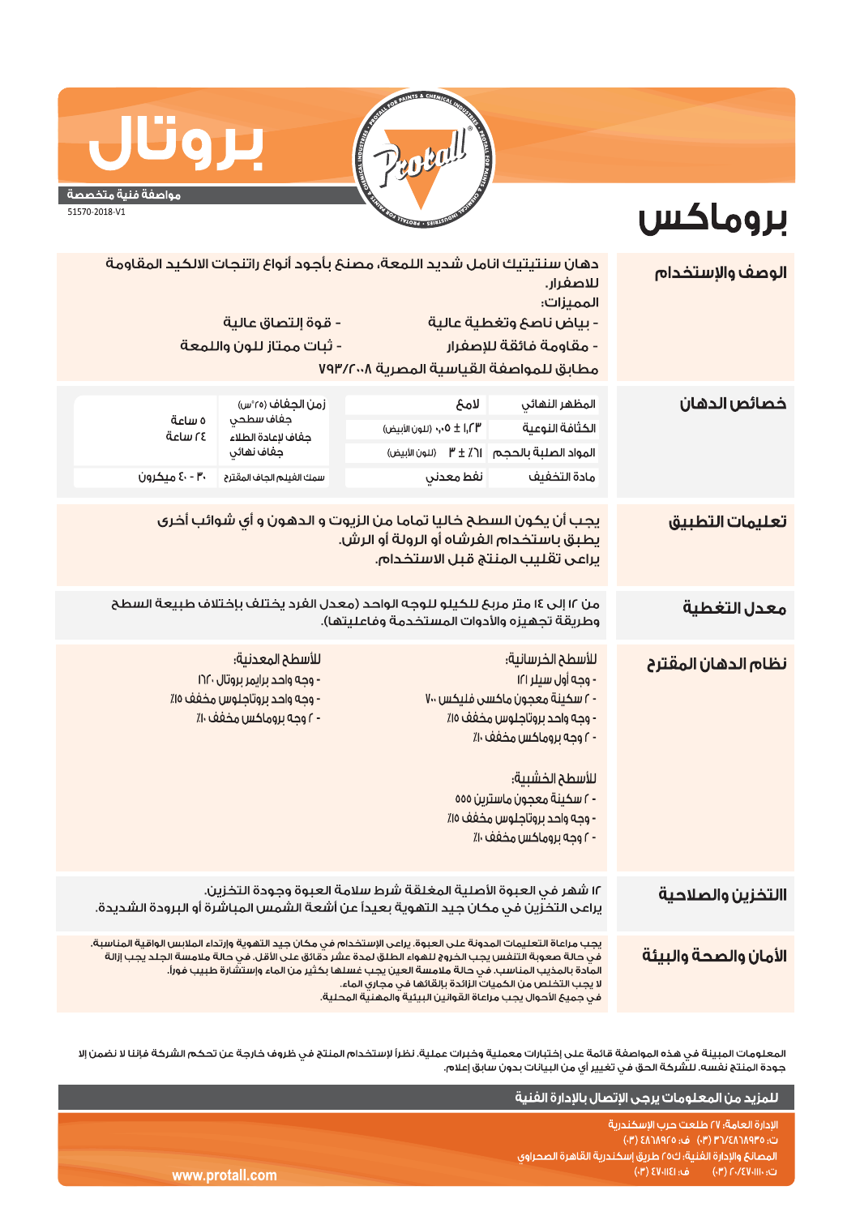# بروتال

**مواصفة فنية متخصصة**

51570-2018-V1

# بروماكس

## الوصف والإستخدام

دهان سنتيتيك انامل شديد اللمعة، مصنع بأجود أنواع راتنجات الالكيد المقاومة للاصفرار.

المميزات:

- بياض ناصع وتغطية عالية
- قوة إلتصاق عالية
- مقاومة فائقة للإصفرار
- ثبات ممتاز للون واللمعة

مطابق للمواصفة القياسية المصرية ٧٩٣/٢٠٠٨

## خصائص الدهان

| | | | |
|---|---|---|---|
| المظهر النهائي | لامع | زمن الجفاف (٢٥°س) | |
| الكثافة النوعية | ١,٢٣ ± ٠,٠٥ (للون الأبيض) | جفاف سطحي | ٥ ساعة |
| المواد الصلبة بالحجم | ٦١٪ ± ٣ (للون الأبيض) | جفاف لإعادة الطلاء / جفاف نهائي | ٢٤ ساعة |
| مادة التخفيف | نفط معدني | سمك الفيلم الجاف المقترح | ٣٠ - ٤٠ ميكرون |

## تعليمات التطبيق

يجب أن يكون السطح خاليا تماما من الزيوت و الدهون و أي شوائب أخرى

يطبق باستخدام الفرشاه أو الرولة أو الرش.

يراعى تقليب المنتج قبل الاستخدام.

## معدل التغطية

من ١٢ إلى ١٤ متر مربع للكيلو للوجه الواحد (معدل الفرد يختلف بإختلاف طبيعة السطح وطريقة تجهيزه والأدوات المستخدمة وفاعليتها).

## نظام الدهان المقترح

للأسطح الخرسانية:

- وجه أول سيلر ١٢١
- ٢ سكينة معجون ماكسي فليكس ٧٠٠
- وجه واحد بروتاجلوس مخفف ١٥٪
- ٢ وجه برومالكس مخفف ١٠٪

للأسطح المعدنية:

- وجه واحد برايمر بروتال ١٦٢٠
- وجه واحد بروتاجلوس مخفف ١٥٪
- ٢ وجه برومالكس مخفف ١٠٪

للأسطح الخشبية:

- ٢ سكينة معجون ماسترين ٥٥٥
- وجه واحد بروتاجلوس مخفف ١٥٪
- ٢ وجه برومالكس مخفف ١٠٪

## التخزين والصلاحية

١٢ شهر في العبوة الأصلية المغلقة شرط سلامة العبوة وجودة التخزين.

يراعى التخزين في مكان جيد التهوية بعيداً عن أشعة الشمس المباشرة أو البرودة الشديدة.

## الأمان والصحة والبيئة

يجب مراعاة التعليمات المدونة على العبوة. يراعى الإستخدام في مكان جيد التهوية وإرتداء الملابس الواقية المناسبة.
في حالة صعوبة التنفس يجب الخروج للهواء الطلق لمدة عشر دقائق على الأقل. في حالة ملامسة الجلد يجب إزالة المادة بالمذيب المناسب. في حالة ملامسة العين يجب غسلها بكثير من الماء وإستشارة طبيب فوراً.
لا يجب التخلص من الكميات الزائدة بإلقائها في مجاري الماء.
في جميع الأحوال يجب مراعاة القوانين البيئية والمهنية المحلية.

المعلومات المبينة في هذه المواصفة قائمة على إختبارات معملية وخبرات عملية. نظراً لإستخدام المنتج في ظروف خارجة عن تحكم الشركة فإننا لا نضمن إلا جودة المنتج نفسه. للشركة الحق في تغيير أي من البيانات بدون سابق إعلام.

**للمزيد من المعلومات يرجى الإتصال بالإدارة الفنية**

الإدارة العامة: ٢٧ طلعت حرب الإسكندرية
ت: ٤٨٦٨٩٣٥/٣٦ (٠٣) ف: ٤٨٦٨٩٢٥ (٠٣)
المصانع والإدارة الفنية: ك٢٥ طريق إسكندرية القاهرة الصحراوي
ت: ٤٧٠١١١٠/٢٠ (٠٣) ف: ٤٧٠١١٤١ (٠٣)

www.protall.com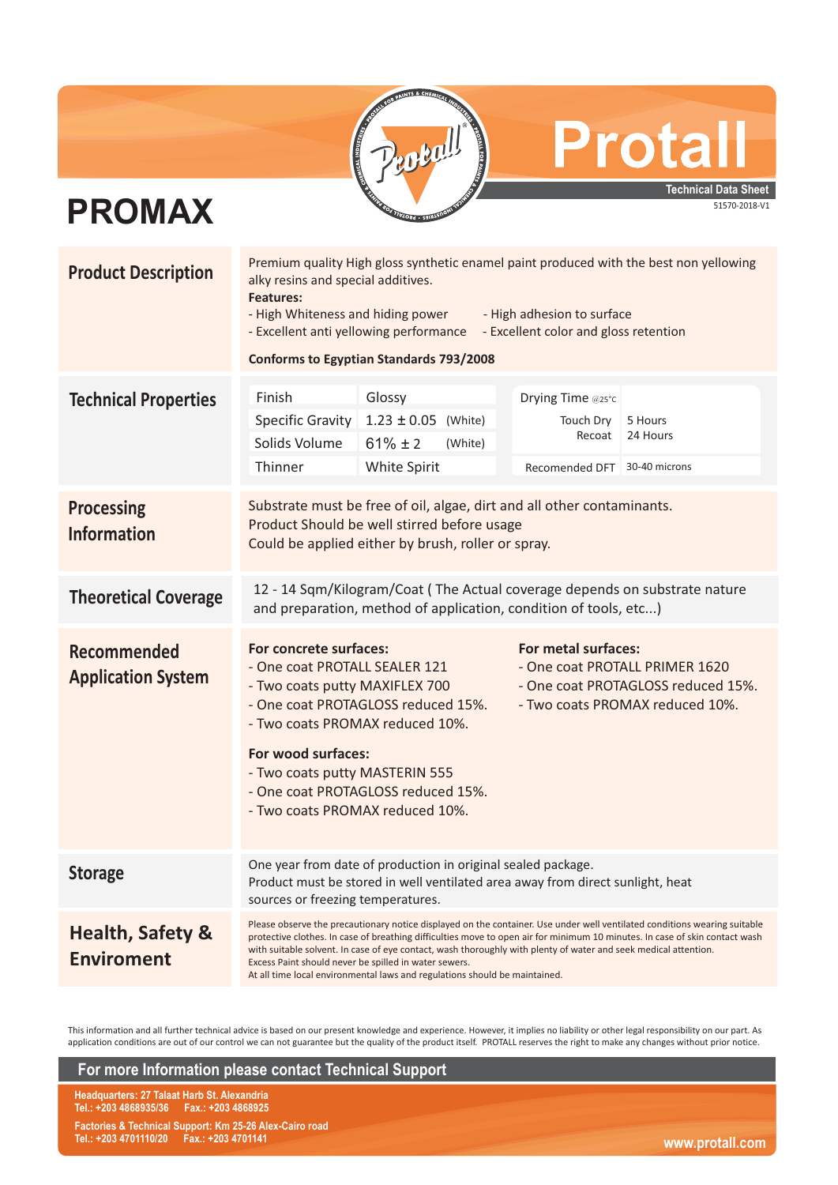# PROMAX

**Protall**

**Technical Data Sheet**

51570-2018-V1

## Product Description

Premium quality High gloss synthetic enamel paint produced with the best non yellowing alky resins and special additives.

**Features:**

- High Whiteness and hiding power
- Excellent anti yellowing performance
- High adhesion to surface
- Excellent color and gloss retention

**Conforms to Egyptian Standards 793/2008**

## Technical Properties

| | | |
|---|---|---|
| Finish | Glossy | |
| Specific Gravity | 1.23 ± 0.05 | (White) |
| Solids Volume | 61% ± 2 | (White) |
| Thinner | White Spirit | |

| | |
|---|---|
| Drying Time @25°c | |
| Touch Dry | 5 Hours |
| Recoat | 24 Hours |
| Recomended DFT | 30-40 microns |

## Processing Information

Substrate must be free of oil, algae, dirt and all other contaminants.
Product Should be well stirred before usage
Could be applied either by brush, roller or spray.

## Theoretical Coverage

12 - 14 Sqm/Kilogram/Coat ( The Actual coverage depends on substrate nature and preparation, method of application, condition of tools, etc...)

## Recommended Application System

**For concrete surfaces:**
- One coat PROTALL SEALER 121
- Two coats putty MAXIFLEX 700
- One coat PROTAGLOSS reduced 15%.
- Two coats PROMAX reduced 10%.

**For wood surfaces:**
- Two coats putty MASTERIN 555
- One coat PROTAGLOSS reduced 15%.
- Two coats PROMAX reduced 10%.

**For metal surfaces:**
- One coat PROTALL PRIMER 1620
- One coat PROTAGLOSS reduced 15%.
- Two coats PROMAX reduced 10%.

## Storage

One year from date of production in original sealed package.
Product must be stored in well ventilated area away from direct sunlight, heat sources or freezing temperatures.

## Health, Safety & Enviroment

Please observe the precautionary notice displayed on the container. Use under well ventilated conditions wearing suitable protective clothes. In case of breathing difficulties move to open air for minimum 10 minutes. In case of skin contact wash with suitable solvent. In case of eye contact, wash thoroughly with plenty of water and seek medical attention.
Excess Paint should never be spilled in water sewers.
At all time local environmental laws and regulations should be maintained.

This information and all further technical advice is based on our present knowledge and experience. However, it implies no liability or other legal responsibility on our part. As application conditions are out of our control we can not guarantee but the quality of the product itself. PROTALL reserves the right to make any changes without prior notice.

## For more Information please contact Technical Support

**Headquarters: 27 Talaat Harb St. Alexandria**
**Tel.: +203 4868935/36 Fax.: +203 4868925**

**Factories & Technical Support: Km 25-26 Alex-Cairo road**
**Tel.: +203 4701110/20 Fax.: +203 4701141**

**www.protall.com**